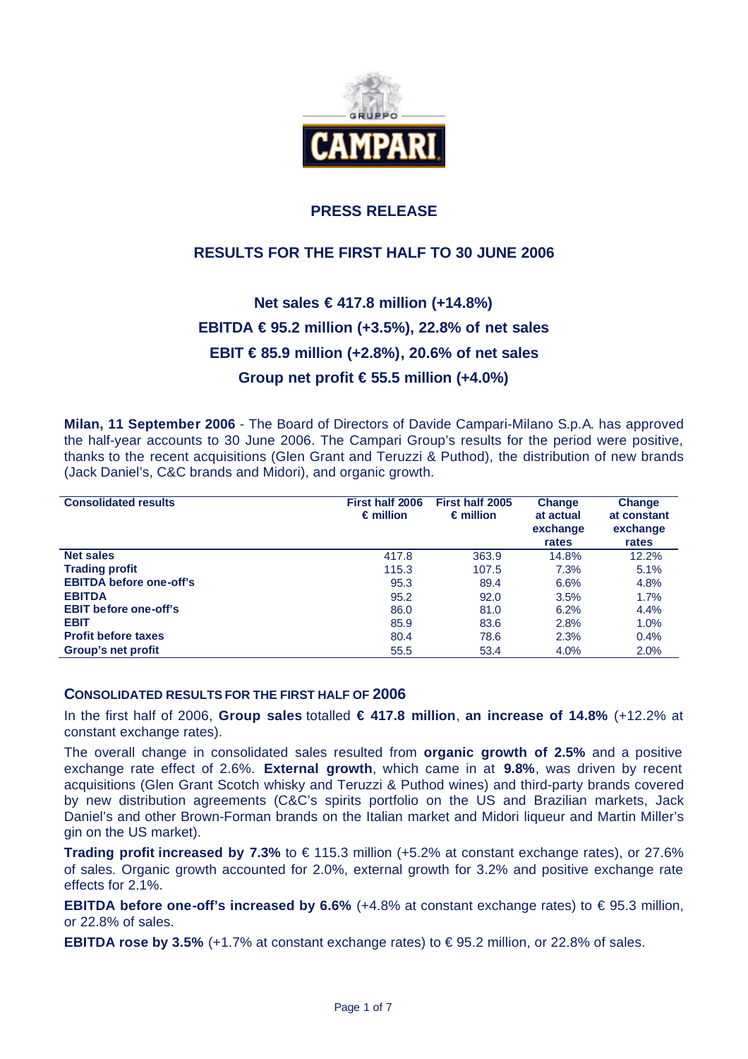# PRESS RELEASE

## RESULTS FOR THE FIRST HALF TO 30 JUNE 2006

### Net sales € 417.8 million (+14.8%)
### EBITDA € 95.2 million (+3.5%), 22.8% of net sales
### EBIT € 85.9 million (+2.8%), 20.6% of net sales
### Group net profit € 55.5 million (+4.0%)

**Milan, 11 September 2006** - The Board of Directors of Davide Campari-Milano S.p.A. has approved the half-year accounts to 30 June 2006. The Campari Group's results for the period were positive, thanks to the recent acquisitions (Glen Grant and Teruzzi & Puthod), the distribution of new brands (Jack Daniel's, C&C brands and Midori), and organic growth.

| Consolidated results | First half 2006 € million | First half 2005 € million | Change at actual exchange rates | Change at constant exchange rates |
|---|---|---|---|---|
| **Net sales** | 417.8 | 363.9 | 14.8% | 12.2% |
| **Trading profit** | 115.3 | 107.5 | 7.3% | 5.1% |
| **EBITDA before one-off's** | 95.3 | 89.4 | 6.6% | 4.8% |
| **EBITDA** | 95.2 | 92.0 | 3.5% | 1.7% |
| **EBIT before one-off's** | 86.0 | 81.0 | 6.2% | 4.4% |
| **EBIT** | 85.9 | 83.6 | 2.8% | 1.0% |
| **Profit before taxes** | 80.4 | 78.6 | 2.3% | 0.4% |
| **Group's net profit** | 55.5 | 53.4 | 4.0% | 2.0% |

### CONSOLIDATED RESULTS FOR THE FIRST HALF OF 2006

In the first half of 2006, **Group sales** totalled **€ 417.8 million**, **an increase of 14.8%** (+12.2% at constant exchange rates).

The overall change in consolidated sales resulted from **organic growth of 2.5%** and a positive exchange rate effect of 2.6%. **External growth**, which came in at **9.8%**, was driven by recent acquisitions (Glen Grant Scotch whisky and Teruzzi & Puthod wines) and third-party brands covered by new distribution agreements (C&C's spirits portfolio on the US and Brazilian markets, Jack Daniel's and other Brown-Forman brands on the Italian market and Midori liqueur and Martin Miller's gin on the US market).

**Trading profit increased by 7.3%** to € 115.3 million (+5.2% at constant exchange rates), or 27.6% of sales. Organic growth accounted for 2.0%, external growth for 3.2% and positive exchange rate effects for 2.1%.

**EBITDA before one-off's increased by 6.6%** (+4.8% at constant exchange rates) to € 95.3 million, or 22.8% of sales.

**EBITDA rose by 3.5%** (+1.7% at constant exchange rates) to € 95.2 million, or 22.8% of sales.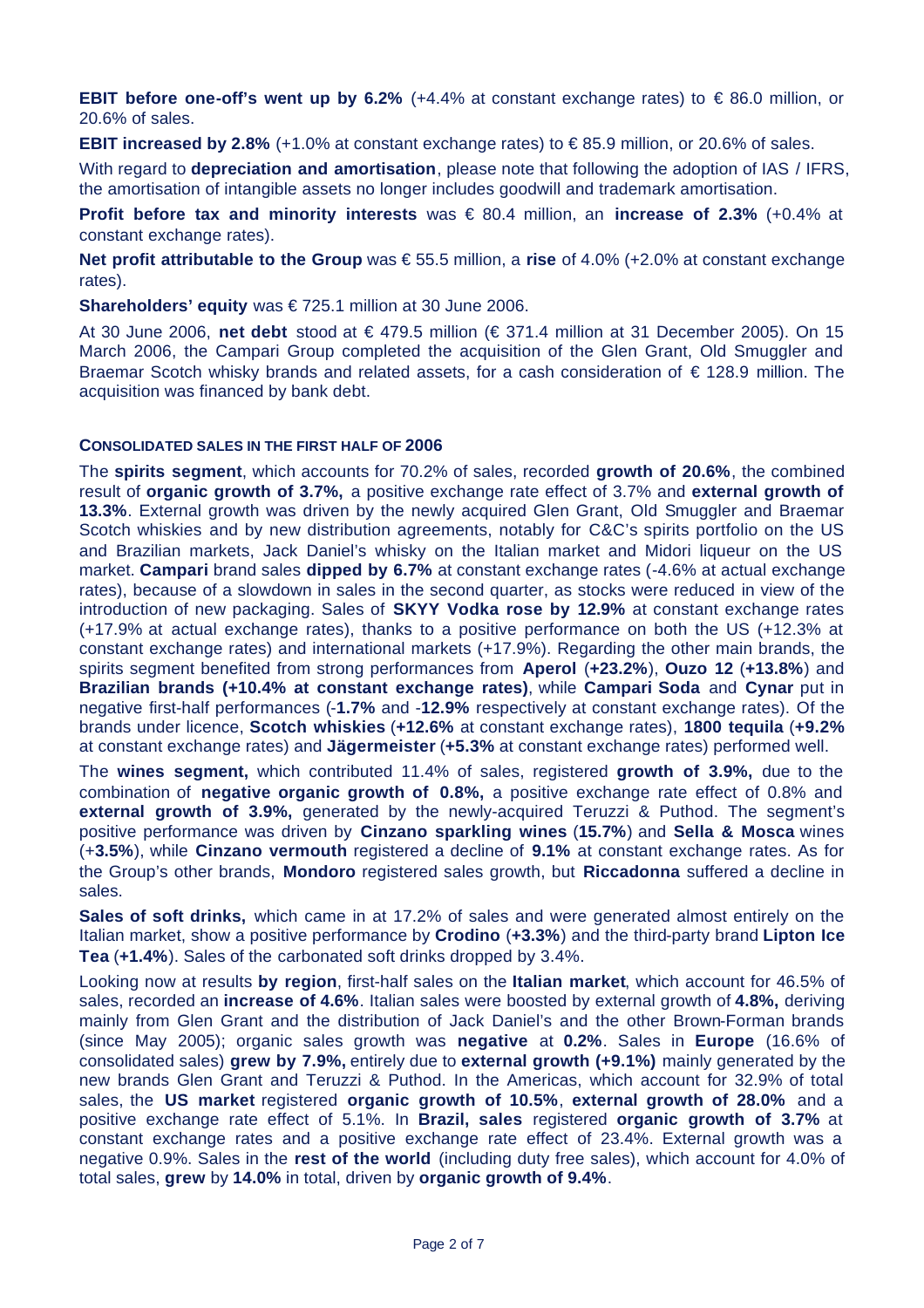**EBIT before one-off's went up by 6.2%** (+4.4% at constant exchange rates) to € 86.0 million, or 20.6% of sales.

**EBIT increased by 2.8%** (+1.0% at constant exchange rates) to € 85.9 million, or 20.6% of sales.

With regard to **depreciation and amortisation**, please note that following the adoption of IAS / IFRS, the amortisation of intangible assets no longer includes goodwill and trademark amortisation.

**Profit before tax and minority interests** was € 80.4 million, an **increase of 2.3%** (+0.4% at constant exchange rates).

**Net profit attributable to the Group** was € 55.5 million, a **rise** of 4.0% (+2.0% at constant exchange rates).

**Shareholders' equity** was € 725.1 million at 30 June 2006.

At 30 June 2006, **net debt** stood at € 479.5 million (€ 371.4 million at 31 December 2005). On 15 March 2006, the Campari Group completed the acquisition of the Glen Grant, Old Smuggler and Braemar Scotch whisky brands and related assets, for a cash consideration of € 128.9 million. The acquisition was financed by bank debt.

**CONSOLIDATED SALES IN THE FIRST HALF OF 2006**

The **spirits segment**, which accounts for 70.2% of sales, recorded **growth of 20.6%**, the combined result of **organic growth of 3.7%,** a positive exchange rate effect of 3.7% and **external growth of 13.3%**. External growth was driven by the newly acquired Glen Grant, Old Smuggler and Braemar Scotch whiskies and by new distribution agreements, notably for C&C's spirits portfolio on the US and Brazilian markets, Jack Daniel's whisky on the Italian market and Midori liqueur on the US market. **Campari** brand sales **dipped by 6.7%** at constant exchange rates (-4.6% at actual exchange rates), because of a slowdown in sales in the second quarter, as stocks were reduced in view of the introduction of new packaging. Sales of **SKYY Vodka rose by 12.9%** at constant exchange rates (+17.9% at actual exchange rates), thanks to a positive performance on both the US (+12.3% at constant exchange rates) and international markets (+17.9%). Regarding the other main brands, the spirits segment benefited from strong performances from **Aperol** (**+23.2%**), **Ouzo 12** (**+13.8%**) and **Brazilian brands (+10.4% at constant exchange rates)**, while **Campari Soda** and **Cynar** put in negative first-half performances (-**1.7%** and -**12.9%** respectively at constant exchange rates). Of the brands under licence, **Scotch whiskies** (**+12.6%** at constant exchange rates), **1800 tequila** (**+9.2%** at constant exchange rates) and **Jägermeister** (**+5.3%** at constant exchange rates) performed well.

The **wines segment,** which contributed 11.4% of sales, registered **growth of 3.9%,** due to the combination of **negative organic growth of 0.8%,** a positive exchange rate effect of 0.8% and **external growth of 3.9%,** generated by the newly-acquired Teruzzi & Puthod. The segment's positive performance was driven by **Cinzano sparkling wines** (**15.7%**) and **Sella & Mosca** wines (+**3.5%**), while **Cinzano vermouth** registered a decline of **9.1%** at constant exchange rates. As for the Group's other brands, **Mondoro** registered sales growth, but **Riccadonna** suffered a decline in sales.

**Sales of soft drinks,** which came in at 17.2% of sales and were generated almost entirely on the Italian market, show a positive performance by **Crodino** (**+3.3%**) and the third-party brand **Lipton Ice Tea** (**+1.4%**). Sales of the carbonated soft drinks dropped by 3.4%.

Looking now at results **by region**, first-half sales on the **Italian market**, which account for 46.5% of sales, recorded an **increase of 4.6%**. Italian sales were boosted by external growth of **4.8%,** deriving mainly from Glen Grant and the distribution of Jack Daniel's and the other Brown-Forman brands (since May 2005); organic sales growth was **negative** at **0.2%**. Sales in **Europe** (16.6% of consolidated sales) **grew by 7.9%,** entirely due to **external growth (+9.1%)** mainly generated by the new brands Glen Grant and Teruzzi & Puthod. In the Americas, which account for 32.9% of total sales, the **US market** registered **organic growth of 10.5%**, **external growth of 28.0%** and a positive exchange rate effect of 5.1%. In **Brazil, sales** registered **organic growth of 3.7%** at constant exchange rates and a positive exchange rate effect of 23.4%. External growth was a negative 0.9%. Sales in the **rest of the world** (including duty free sales), which account for 4.0% of total sales, **grew** by **14.0%** in total, driven by **organic growth of 9.4%**.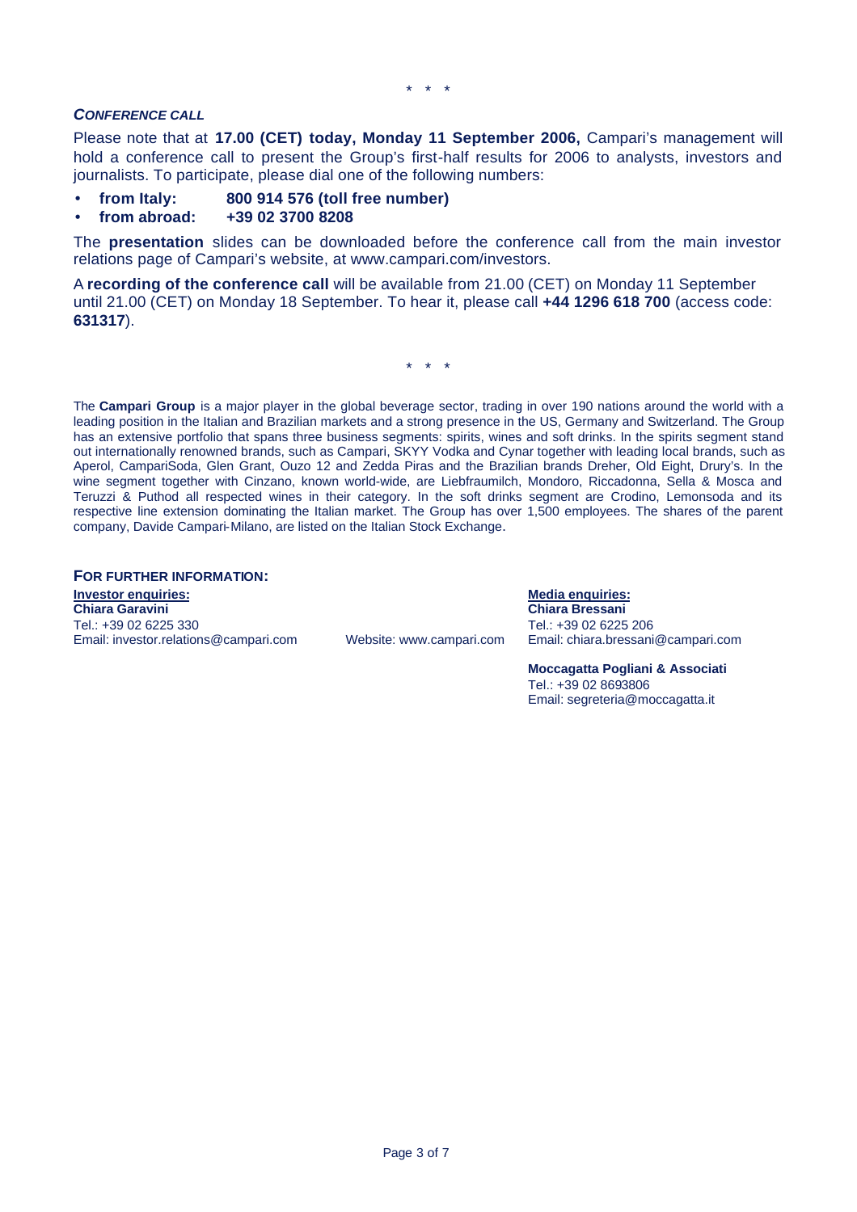\* \* \*

***CONFERENCE CALL***

Please note that at **17.00 (CET) today, Monday 11 September 2006,** Campari's management will hold a conference call to present the Group's first-half results for 2006 to analysts, investors and journalists. To participate, please dial one of the following numbers:

- **from Italy: 800 914 576 (toll free number)**
- **from abroad: +39 02 3700 8208**

The **presentation** slides can be downloaded before the conference call from the main investor relations page of Campari's website, at www.campari.com/investors.

A **recording of the conference call** will be available from 21.00 (CET) on Monday 11 September until 21.00 (CET) on Monday 18 September. To hear it, please call **+44 1296 618 700** (access code: **631317**).

\* \* \*

The **Campari Group** is a major player in the global beverage sector, trading in over 190 nations around the world with a leading position in the Italian and Brazilian markets and a strong presence in the US, Germany and Switzerland. The Group has an extensive portfolio that spans three business segments: spirits, wines and soft drinks. In the spirits segment stand out internationally renowned brands, such as Campari, SKYY Vodka and Cynar together with leading local brands, such as Aperol, CampariSoda, Glen Grant, Ouzo 12 and Zedda Piras and the Brazilian brands Dreher, Old Eight, Drury's. In the wine segment together with Cinzano, known world-wide, are Liebfraumilch, Mondoro, Riccadonna, Sella & Mosca and Teruzzi & Puthod all respected wines in their category. In the soft drinks segment are Crodino, Lemonsoda and its respective line extension dominating the Italian market. The Group has over 1,500 employees. The shares of the parent company, Davide Campari-Milano, are listed on the Italian Stock Exchange.

**FOR FURTHER INFORMATION:**

**Investor enquiries:**
**Chiara Garavini**
Tel.: +39 02 6225 330
Email: investor.relations@campari.com

Website: www.campari.com

**Media enquiries:**
**Chiara Bressani**
Tel.: +39 02 6225 206
Email: chiara.bressani@campari.com

**Moccagatta Pogliani & Associati**
Tel.: +39 02 8693806
Email: segreteria@moccagatta.it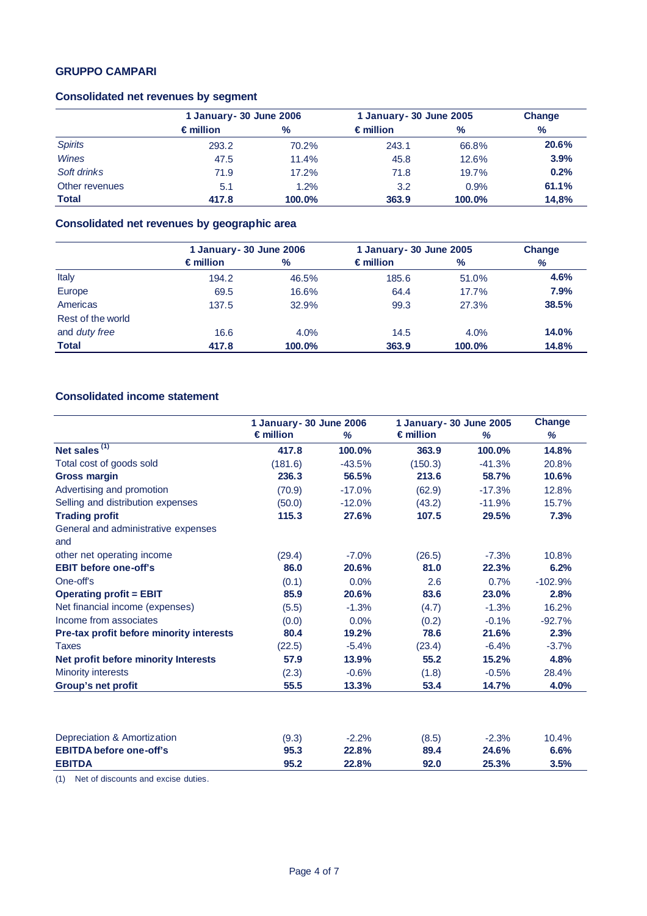**GRUPPO CAMPARI**

## Consolidated net revenues by segment

| | 1 January- 30 June 2006 | | 1 January- 30 June 2005 | | Change |
|---|---|---|---|---|---|
| | € million | % | € million | % | % |
| *Spirits* | 293.2 | 70.2% | 243.1 | 66.8% | **20.6%** |
| *Wines* | 47.5 | 11.4% | 45.8 | 12.6% | **3.9%** |
| *Soft drinks* | 71.9 | 17.2% | 71.8 | 19.7% | **0.2%** |
| Other revenues | 5.1 | 1.2% | 3.2 | 0.9% | **61.1%** |
| **Total** | **417.8** | **100.0%** | **363.9** | **100.0%** | **14,8%** |

## Consolidated net revenues by geographic area

| | 1 January- 30 June 2006 | | 1 January- 30 June 2005 | | Change |
|---|---|---|---|---|---|
| | € million | % | € million | % | % |
| Italy | 194.2 | 46.5% | 185.6 | 51.0% | **4.6%** |
| Europe | 69.5 | 16.6% | 64.4 | 17.7% | **7.9%** |
| Americas | 137.5 | 32.9% | 99.3 | 27.3% | **38.5%** |
| Rest of the world and *duty free* | 16.6 | 4.0% | 14.5 | 4.0% | **14.0%** |
| **Total** | **417.8** | **100.0%** | **363.9** | **100.0%** | **14.8%** |

## Consolidated income statement

| | 1 January- 30 June 2006 | | 1 January- 30 June 2005 | | Change |
|---|---|---|---|---|---|
| | € million | % | € million | % | % |
| **Net sales [1]** | **417.8** | **100.0%** | **363.9** | **100.0%** | **14.8%** |
| Total cost of goods sold | (181.6) | -43.5% | (150.3) | -41.3% | 20.8% |
| **Gross margin** | **236.3** | **56.5%** | **213.6** | **58.7%** | **10.6%** |
| Advertising and promotion | (70.9) | -17.0% | (62.9) | -17.3% | 12.8% |
| Selling and distribution expenses | (50.0) | -12.0% | (43.2) | -11.9% | 15.7% |
| **Trading profit** | **115.3** | **27.6%** | **107.5** | **29.5%** | **7.3%** |
| General and administrative expenses and other net operating income | (29.4) | -7.0% | (26.5) | -7.3% | 10.8% |
| **EBIT before one-off's** | **86.0** | **20.6%** | **81.0** | **22.3%** | **6.2%** |
| One-off's | (0.1) | 0.0% | 2.6 | 0.7% | -102.9% |
| **Operating profit = EBIT** | **85.9** | **20.6%** | **83.6** | **23.0%** | **2.8%** |
| Net financial income (expenses) | (5.5) | -1.3% | (4.7) | -1.3% | 16.2% |
| Income from associates | (0.0) | 0.0% | (0.2) | -0.1% | -92.7% |
| **Pre-tax profit before minority interests** | **80.4** | **19.2%** | **78.6** | **21.6%** | **2.3%** |
| Taxes | (22.5) | -5.4% | (23.4) | -6.4% | -3.7% |
| **Net profit before minority Interests** | **57.9** | **13.9%** | **55.2** | **15.2%** | **4.8%** |
| Minority interests | (2.3) | -0.6% | (1.8) | -0.5% | 28.4% |
| **Group's net profit** | **55.5** | **13.3%** | **53.4** | **14.7%** | **4.0%** |
| | | | | | |
| Depreciation & Amortization | (9.3) | -2.2% | (8.5) | -2.3% | 10.4% |
| **EBITDA before one-off's** | **95.3** | **22.8%** | **89.4** | **24.6%** | **6.6%** |
| **EBITDA** | **95.2** | **22.8%** | **92.0** | **25.3%** | **3.5%** |

(1) Net of discounts and excise duties.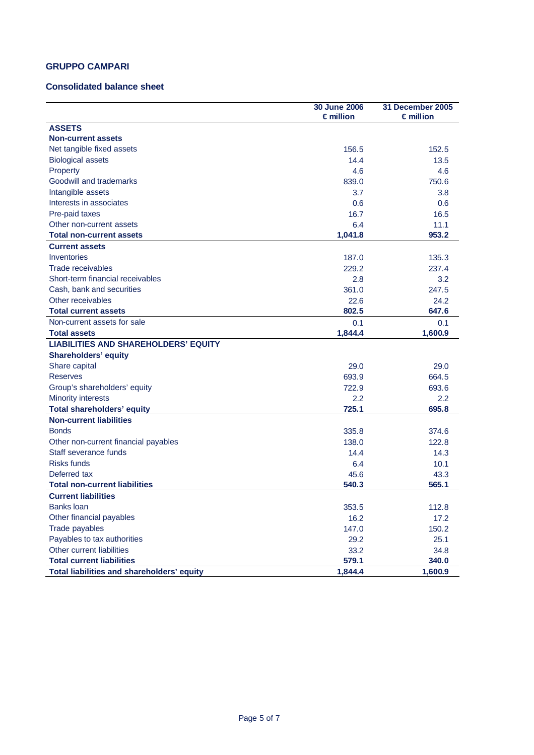**GRUPPO CAMPARI**

**Consolidated balance sheet**

| | 30 June 2006<br>€ million | 31 December 2005<br>€ million |
|---|---|---|
| **ASSETS** | | |
| **Non-current assets** | | |
| Net tangible fixed assets | 156.5 | 152.5 |
| Biological assets | 14.4 | 13.5 |
| Property | 4.6 | 4.6 |
| Goodwill and trademarks | 839.0 | 750.6 |
| Intangible assets | 3.7 | 3.8 |
| Interests in associates | 0.6 | 0.6 |
| Pre-paid taxes | 16.7 | 16.5 |
| Other non-current assets | 6.4 | 11.1 |
| **Total non-current assets** | **1,041.8** | **953.2** |
| **Current assets** | | |
| Inventories | 187.0 | 135.3 |
| Trade receivables | 229.2 | 237.4 |
| Short-term financial receivables | 2.8 | 3.2 |
| Cash, bank and securities | 361.0 | 247.5 |
| Other receivables | 22.6 | 24.2 |
| **Total current assets** | **802.5** | **647.6** |
| Non-current assets for sale | 0.1 | 0.1 |
| **Total assets** | **1,844.4** | **1,600.9** |
| **LIABILITIES AND SHAREHOLDERS' EQUITY** | | |
| **Shareholders' equity** | | |
| Share capital | 29.0 | 29.0 |
| Reserves | 693.9 | 664.5 |
| Group's shareholders' equity | 722.9 | 693.6 |
| Minority interests | 2.2 | 2.2 |
| **Total shareholders' equity** | **725.1** | **695.8** |
| **Non-current liabilities** | | |
| Bonds | 335.8 | 374.6 |
| Other non-current financial payables | 138.0 | 122.8 |
| Staff severance funds | 14.4 | 14.3 |
| Risks funds | 6.4 | 10.1 |
| Deferred tax | 45.6 | 43.3 |
| **Total non-current liabilities** | **540.3** | **565.1** |
| **Current liabilities** | | |
| Banks loan | 353.5 | 112.8 |
| Other financial payables | 16.2 | 17.2 |
| Trade payables | 147.0 | 150.2 |
| Payables to tax authorities | 29.2 | 25.1 |
| Other current liabilities | 33.2 | 34.8 |
| **Total current liabilities** | **579.1** | **340.0** |
| **Total liabilities and shareholders' equity** | **1,844.4** | **1,600.9** |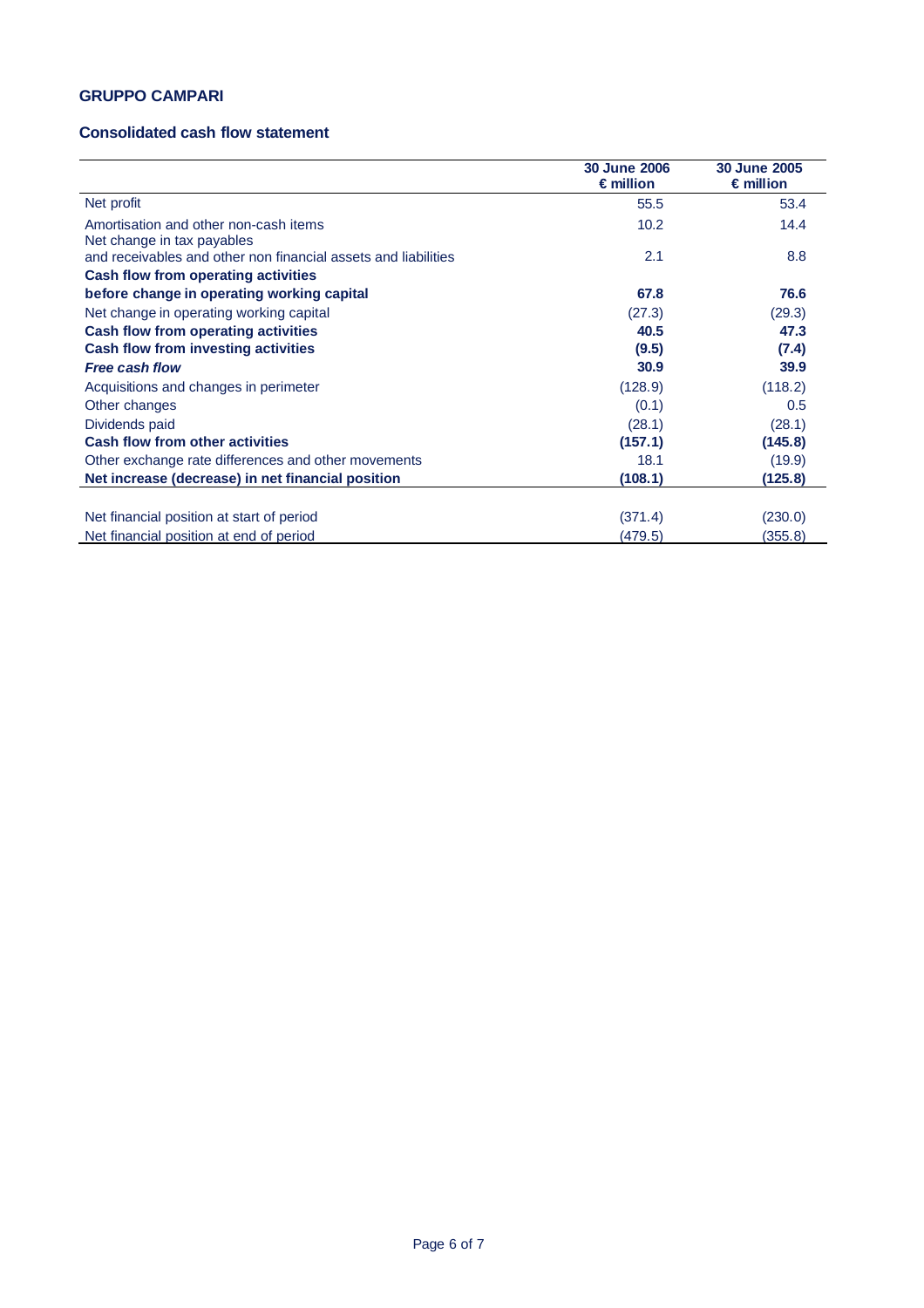## GRUPPO CAMPARI

### Consolidated cash flow statement

| | 30 June 2006<br>€ million | 30 June 2005<br>€ million |
|---|---|---|
| Net profit | 55.5 | 53.4 |
| Amortisation and other non-cash items | 10.2 | 14.4 |
| Net change in tax payables<br>and receivables and other non financial assets and liabilities | 2.1 | 8.8 |
| **Cash flow from operating activities<br>before change in operating working capital** | **67.8** | **76.6** |
| Net change in operating working capital | (27.3) | (29.3) |
| **Cash flow from operating activities** | **40.5** | **47.3** |
| **Cash flow from investing activities** | **(9.5)** | **(7.4)** |
| ***Free cash flow*** | **30.9** | **39.9** |
| Acquisitions and changes in perimeter | (128.9) | (118.2) |
| Other changes | (0.1) | 0.5 |
| Dividends paid | (28.1) | (28.1) |
| **Cash flow from other activities** | **(157.1)** | **(145.8)** |
| Other exchange rate differences and other movements | 18.1 | (19.9) |
| **Net increase (decrease) in net financial position** | **(108.1)** | **(125.8)** |
| | | |
| Net financial position at start of period | (371.4) | (230.0) |
| Net financial position at end of period | (479.5) | (355.8) |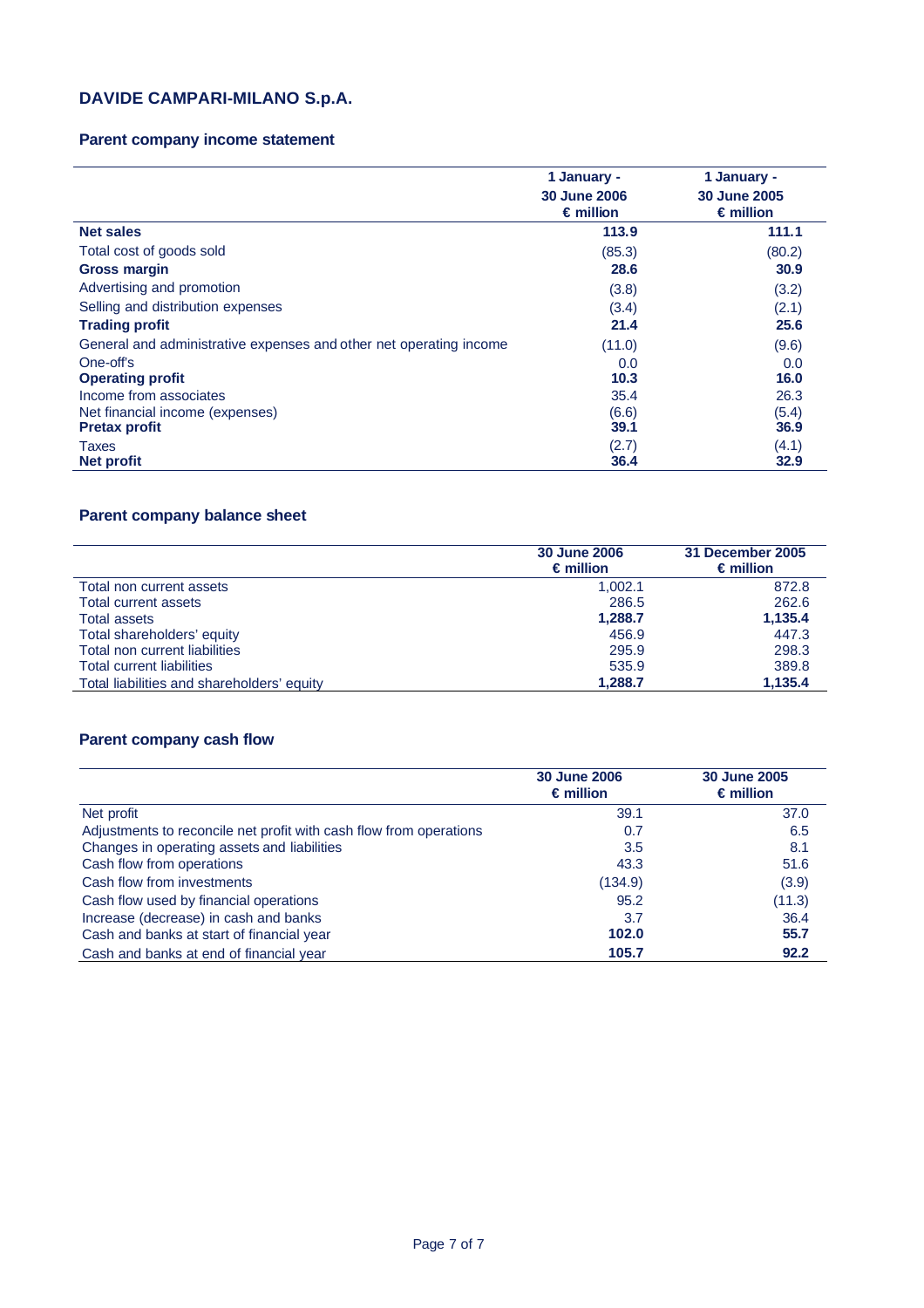## DAVIDE CAMPARI-MILANO S.p.A.

### Parent company income statement

| | 1 January - 30 June 2006 € million | 1 January - 30 June 2005 € million |
|---|---|---|
| **Net sales** | **113.9** | **111.1** |
| Total cost of goods sold | (85.3) | (80.2) |
| **Gross margin** | **28.6** | **30.9** |
| Advertising and promotion | (3.8) | (3.2) |
| Selling and distribution expenses | (3.4) | (2.1) |
| **Trading profit** | **21.4** | **25.6** |
| General and administrative expenses and other net operating income | (11.0) | (9.6) |
| One-off's | 0.0 | 0.0 |
| **Operating profit** | **10.3** | **16.0** |
| Income from associates | 35.4 | 26.3 |
| Net financial income (expenses) | (6.6) | (5.4) |
| **Pretax profit** | **39.1** | **36.9** |
| Taxes | (2.7) | (4.1) |
| **Net profit** | **36.4** | **32.9** |

### Parent company balance sheet

| | 30 June 2006 € million | 31 December 2005 € million |
|---|---|---|
| Total non current assets | 1,002.1 | 872.8 |
| Total current assets | 286.5 | 262.6 |
| Total assets | **1,288.7** | **1,135.4** |
| Total shareholders' equity | 456.9 | 447.3 |
| Total non current liabilities | 295.9 | 298.3 |
| Total current liabilities | 535.9 | 389.8 |
| Total liabilities and shareholders' equity | **1,288.7** | **1,135.4** |

### Parent company cash flow

| | 30 June 2006 € million | 30 June 2005 € million |
|---|---|---|
| Net profit | 39.1 | 37.0 |
| Adjustments to reconcile net profit with cash flow from operations | 0.7 | 6.5 |
| Changes in operating assets and liabilities | 3.5 | 8.1 |
| Cash flow from operations | 43.3 | 51.6 |
| Cash flow from investments | (134.9) | (3.9) |
| Cash flow used by financial operations | 95.2 | (11.3) |
| Increase (decrease) in cash and banks | 3.7 | 36.4 |
| Cash and banks at start of financial year | **102.0** | **55.7** |
| Cash and banks at end of financial year | **105.7** | **92.2** |